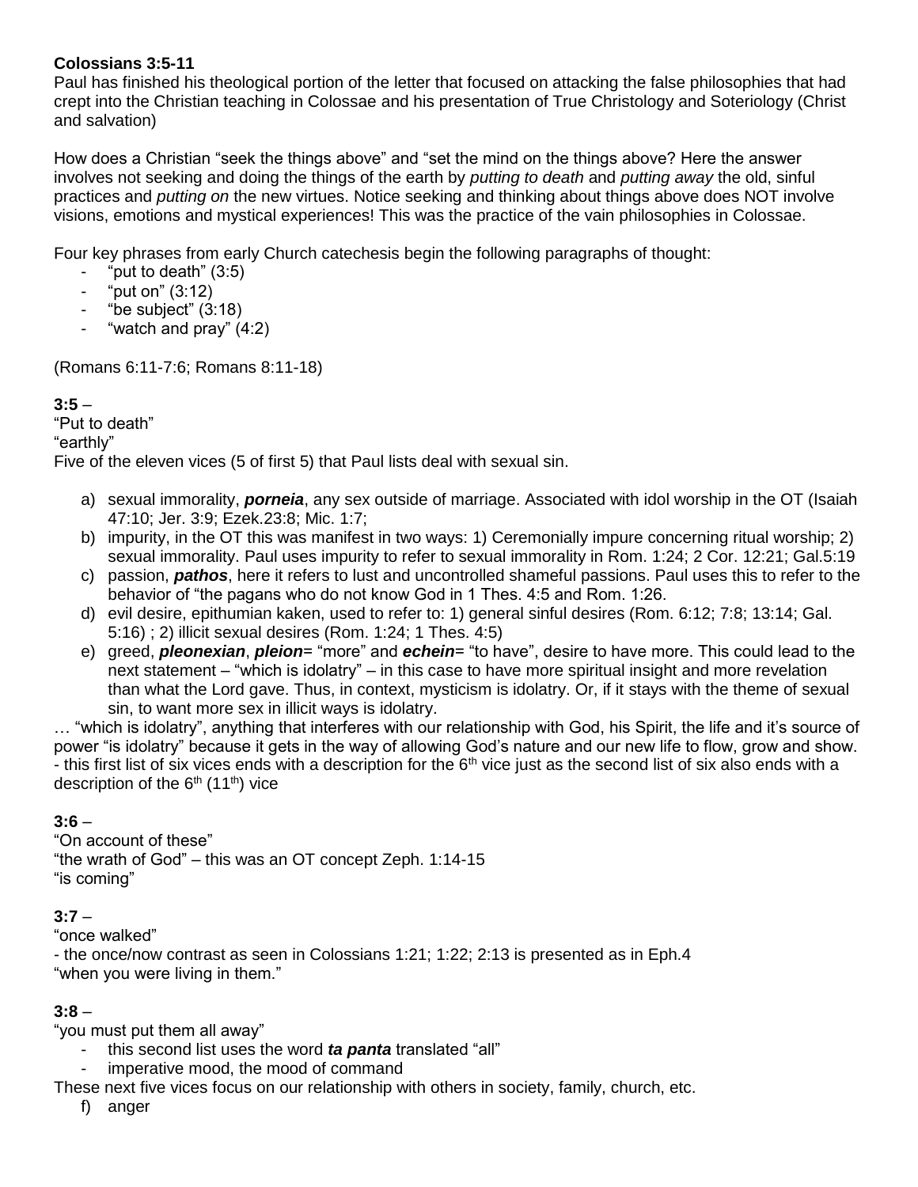**Colossians 3:5-11**

Paul has finished his theological portion of the letter that focused on attacking the false philosophies that had crept into the Christian teaching in Colossae and his presentation of True Christology and Soteriology (Christ and salvation)

How does a Christian "seek the things above" and "set the mind on the things above? Here the answer involves not seeking and doing the things of the earth by *putting to death* and *putting away* the old, sinful practices and *putting on* the new virtues. Notice seeking and thinking about things above does NOT involve visions, emotions and mystical experiences! This was the practice of the vain philosophies in Colossae.

Four key phrases from early Church catechesis begin the following paragraphs of thought:

- "put to death" (3:5)
- "put on" (3:12)
- "be subject" (3:18)
- "watch and pray" (4:2)

(Romans 6:11-7:6; Romans 8:11-18)

**3:5** –
"Put to death"
"earthly"
Five of the eleven vices (5 of first 5) that Paul lists deal with sexual sin.

a) sexual immorality, ***porneia***, any sex outside of marriage. Associated with idol worship in the OT (Isaiah 47:10; Jer. 3:9; Ezek.23:8; Mic. 1:7;
b) impurity, in the OT this was manifest in two ways: 1) Ceremonially impure concerning ritual worship; 2) sexual immorality. Paul uses impurity to refer to sexual immorality in Rom. 1:24; 2 Cor. 12:21; Gal.5:19
c) passion, ***pathos***, here it refers to lust and uncontrolled shameful passions. Paul uses this to refer to the behavior of "the pagans who do not know God in 1 Thes. 4:5 and Rom. 1:26.
d) evil desire, epithumian kaken, used to refer to: 1) general sinful desires (Rom. 6:12; 7:8; 13:14; Gal. 5:16) ; 2) illicit sexual desires (Rom. 1:24; 1 Thes. 4:5)
e) greed, ***pleonexian***, ***pleion***= "more" and ***echein***= "to have", desire to have more. This could lead to the next statement – "which is idolatry" – in this case to have more spiritual insight and more revelation than what the Lord gave. Thus, in context, mysticism is idolatry. Or, if it stays with the theme of sexual sin, to want more sex in illicit ways is idolatry.

… "which is idolatry", anything that interferes with our relationship with God, his Spirit, the life and it's source of power "is idolatry" because it gets in the way of allowing God's nature and our new life to flow, grow and show.
- this first list of six vices ends with a description for the 6th vice just as the second list of six also ends with a description of the 6th (11th) vice

**3:6** –
"On account of these"
"the wrath of God" – this was an OT concept Zeph. 1:14-15
"is coming"

**3:7** –
"once walked"
- the once/now contrast as seen in Colossians 1:21; 1:22; 2:13 is presented as in Eph.4
"when you were living in them."

**3:8** –
"you must put them all away"

- this second list uses the word ***ta panta*** translated "all"
- imperative mood, the mood of command

These next five vices focus on our relationship with others in society, family, church, etc.

f) anger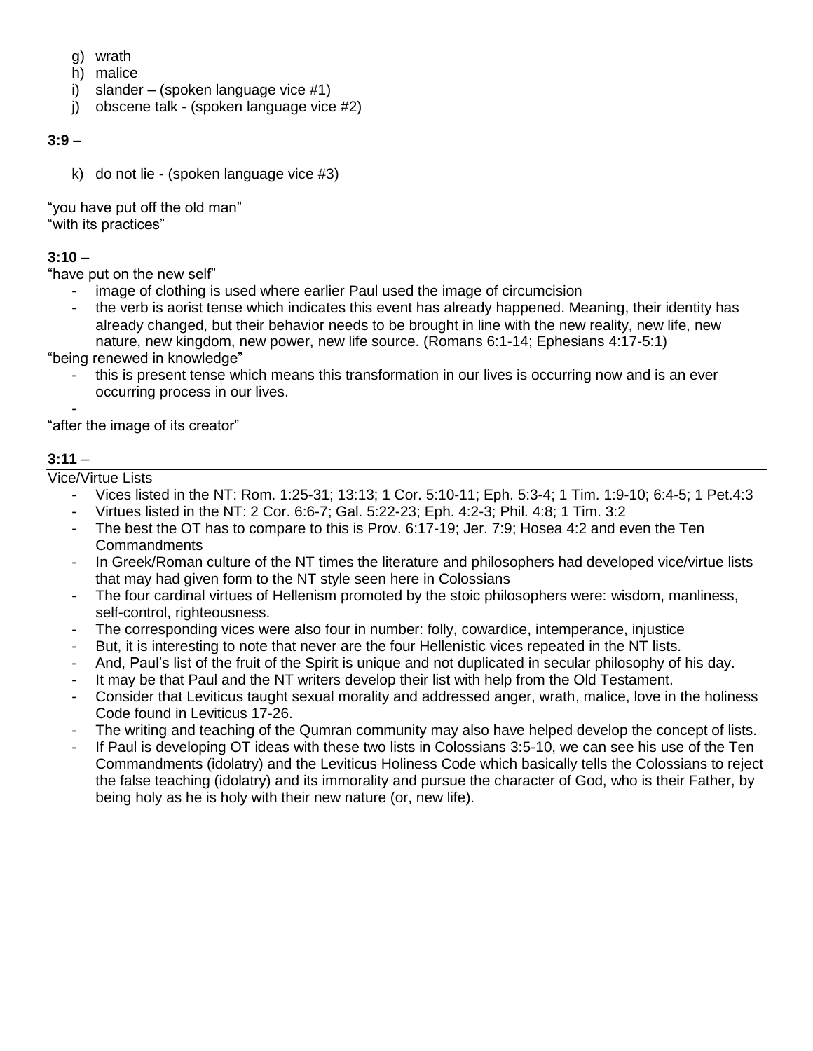g) wrath
h) malice
i) slander – (spoken language vice #1)
j) obscene talk - (spoken language vice #2)

**3:9** –

k) do not lie - (spoken language vice #3)

“you have put off the old man”
“with its practices”

**3:10** –
“have put on the new self”

- image of clothing is used where earlier Paul used the image of circumcision
- the verb is aorist tense which indicates this event has already happened. Meaning, their identity has already changed, but their behavior needs to be brought in line with the new reality, new life, new nature, new kingdom, new power, new life source. (Romans 6:1-14; Ephesians 4:17-5:1)

“being renewed in knowledge”

- this is present tense which means this transformation in our lives is occurring now and is an ever occurring process in our lives.
-

“after the image of its creator”

**3:11** –

Vice/Virtue Lists

- Vices listed in the NT: Rom. 1:25-31; 13:13; 1 Cor. 5:10-11; Eph. 5:3-4; 1 Tim. 1:9-10; 6:4-5; 1 Pet.4:3
- Virtues listed in the NT: 2 Cor. 6:6-7; Gal. 5:22-23; Eph. 4:2-3; Phil. 4:8; 1 Tim. 3:2
- The best the OT has to compare to this is Prov. 6:17-19; Jer. 7:9; Hosea 4:2 and even the Ten Commandments
- In Greek/Roman culture of the NT times the literature and philosophers had developed vice/virtue lists that may had given form to the NT style seen here in Colossians
- The four cardinal virtues of Hellenism promoted by the stoic philosophers were: wisdom, manliness, self-control, righteousness.
- The corresponding vices were also four in number: folly, cowardice, intemperance, injustice
- But, it is interesting to note that never are the four Hellenistic vices repeated in the NT lists.
- And, Paul’s list of the fruit of the Spirit is unique and not duplicated in secular philosophy of his day.
- It may be that Paul and the NT writers develop their list with help from the Old Testament.
- Consider that Leviticus taught sexual morality and addressed anger, wrath, malice, love in the holiness Code found in Leviticus 17-26.
- The writing and teaching of the Qumran community may also have helped develop the concept of lists.
- If Paul is developing OT ideas with these two lists in Colossians 3:5-10, we can see his use of the Ten Commandments (idolatry) and the Leviticus Holiness Code which basically tells the Colossians to reject the false teaching (idolatry) and its immorality and pursue the character of God, who is their Father, by being holy as he is holy with their new nature (or, new life).